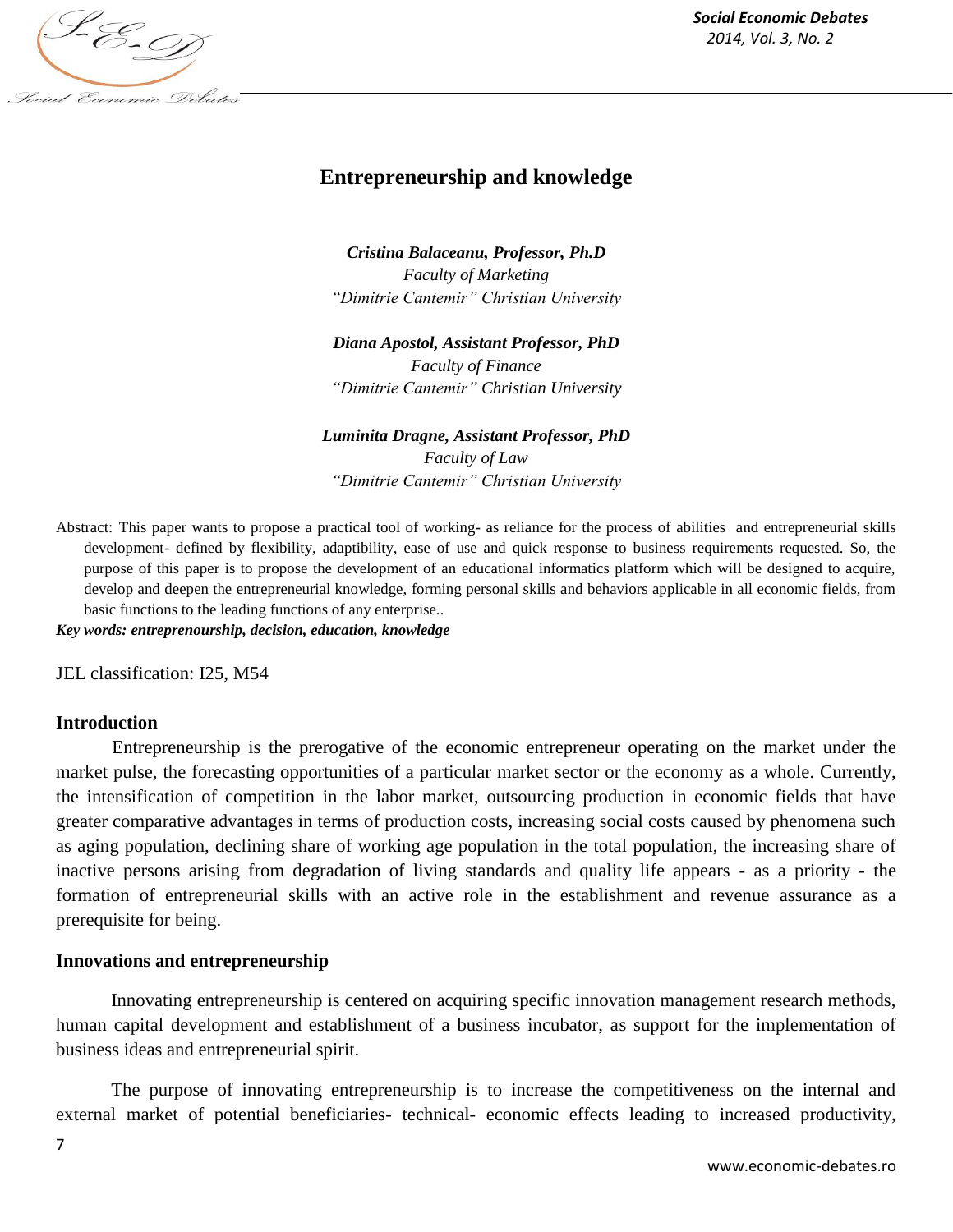# Entrepreneurship and knowledge

***Cristina Balaceanu, Professor, Ph.D***
*Faculty of Marketing*
*"Dimitrie Cantemir" Christian University*

***Diana Apostol, Assistant Professor, PhD***
*Faculty of Finance*
*"Dimitrie Cantemir" Christian University*

***Luminita Dragne, Assistant Professor, PhD***
*Faculty of Law*
*"Dimitrie Cantemir" Christian University*

Abstract: This paper wants to propose a practical tool of working- as reliance for the process of abilities and entrepreneurial skills development- defined by flexibility, adaptibility, ease of use and quick response to business requirements requested. So, the purpose of this paper is to propose the development of an educational informatics platform which will be designed to acquire, develop and deepen the entrepreneurial knowledge, forming personal skills and behaviors applicable in all economic fields, from basic functions to the leading functions of any enterprise..

***Key words: entreprenourship, decision, education, knowledge***

JEL classification: I25, M54

## Introduction

Entrepreneurship is the prerogative of the economic entrepreneur operating on the market under the market pulse, the forecasting opportunities of a particular market sector or the economy as a whole. Currently, the intensification of competition in the labor market, outsourcing production in economic fields that have greater comparative advantages in terms of production costs, increasing social costs caused by phenomena such as aging population, declining share of working age population in the total population, the increasing share of inactive persons arising from degradation of living standards and quality life appears - as a priority - the formation of entrepreneurial skills with an active role in the establishment and revenue assurance as a prerequisite for being.

## Innovations and entrepreneurship

Innovating entrepreneurship is centered on acquiring specific innovation management research methods, human capital development and establishment of a business incubator, as support for the implementation of business ideas and entrepreneurial spirit.

The purpose of innovating entrepreneurship is to increase the competitiveness on the internal and external market of potential beneficiaries- technical- economic effects leading to increased productivity,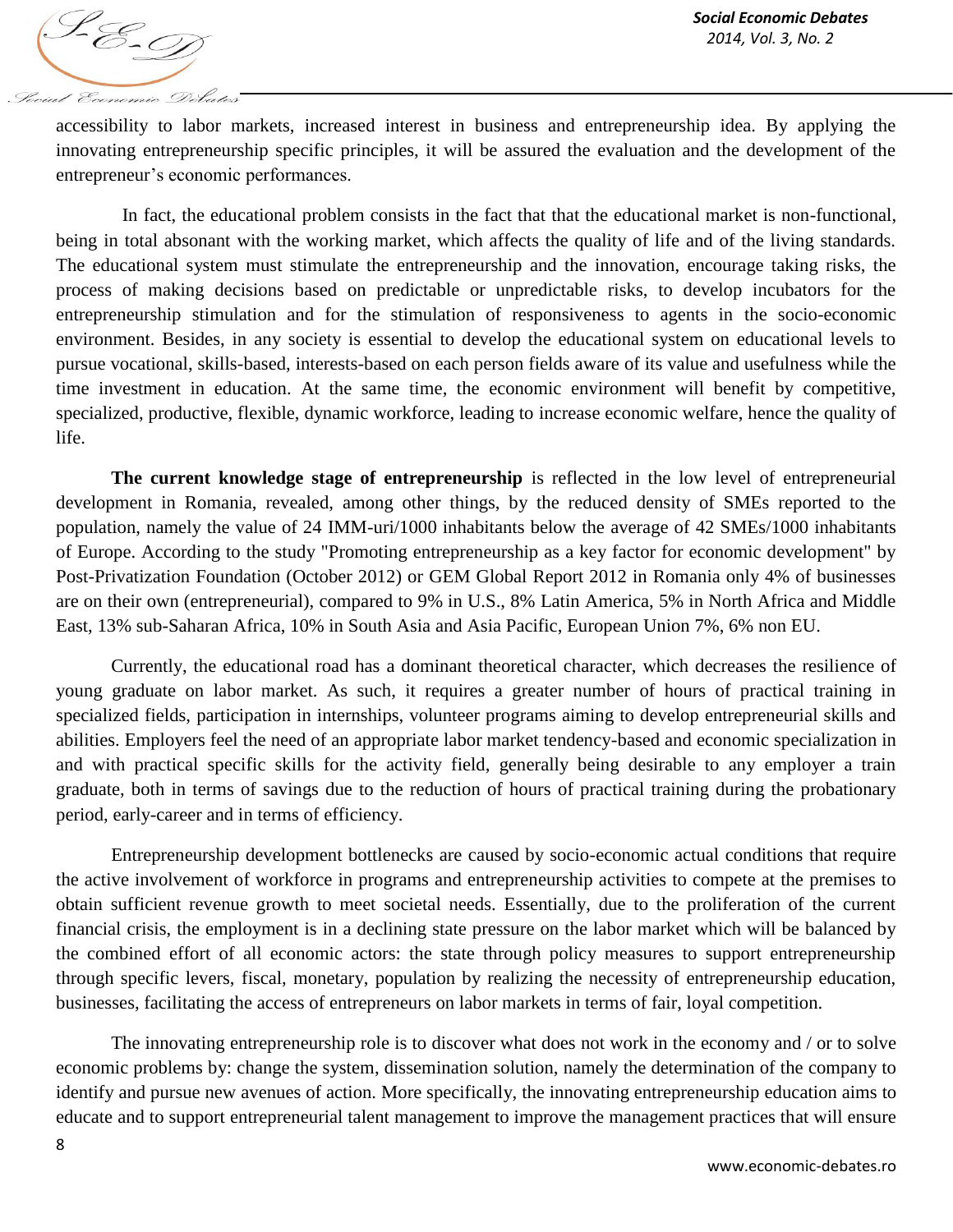accessibility to labor markets, increased interest in business and entrepreneurship idea. By applying the innovating entrepreneurship specific principles, it will be assured the evaluation and the development of the entrepreneur's economic performances.

In fact, the educational problem consists in the fact that that the educational market is non-functional, being in total absonant with the working market, which affects the quality of life and of the living standards. The educational system must stimulate the entrepreneurship and the innovation, encourage taking risks, the process of making decisions based on predictable or unpredictable risks, to develop incubators for the entrepreneurship stimulation and for the stimulation of responsiveness to agents in the socio-economic environment. Besides, in any society is essential to develop the educational system on educational levels to pursue vocational, skills-based, interests-based on each person fields aware of its value and usefulness while the time investment in education. At the same time, the economic environment will benefit by competitive, specialized, productive, flexible, dynamic workforce, leading to increase economic welfare, hence the quality of life.

**The current knowledge stage of entrepreneurship** is reflected in the low level of entrepreneurial development in Romania, revealed, among other things, by the reduced density of SMEs reported to the population, namely the value of 24 IMM-uri/1000 inhabitants below the average of 42 SMEs/1000 inhabitants of Europe. According to the study "Promoting entrepreneurship as a key factor for economic development" by Post-Privatization Foundation (October 2012) or GEM Global Report 2012 in Romania only 4% of businesses are on their own (entrepreneurial), compared to 9% in U.S., 8% Latin America, 5% in North Africa and Middle East, 13% sub-Saharan Africa, 10% in South Asia and Asia Pacific, European Union 7%, 6% non EU.

Currently, the educational road has a dominant theoretical character, which decreases the resilience of young graduate on labor market. As such, it requires a greater number of hours of practical training in specialized fields, participation in internships, volunteer programs aiming to develop entrepreneurial skills and abilities. Employers feel the need of an appropriate labor market tendency-based and economic specialization in and with practical specific skills for the activity field, generally being desirable to any employer a train graduate, both in terms of savings due to the reduction of hours of practical training during the probationary period, early-career and in terms of efficiency.

Entrepreneurship development bottlenecks are caused by socio-economic actual conditions that require the active involvement of workforce in programs and entrepreneurship activities to compete at the premises to obtain sufficient revenue growth to meet societal needs. Essentially, due to the proliferation of the current financial crisis, the employment is in a declining state pressure on the labor market which will be balanced by the combined effort of all economic actors: the state through policy measures to support entrepreneurship through specific levers, fiscal, monetary, population by realizing the necessity of entrepreneurship education, businesses, facilitating the access of entrepreneurs on labor markets in terms of fair, loyal competition.

The innovating entrepreneurship role is to discover what does not work in the economy and / or to solve economic problems by: change the system, dissemination solution, namely the determination of the company to identify and pursue new avenues of action. More specifically, the innovating entrepreneurship education aims to educate and to support entrepreneurial talent management to improve the management practices that will ensure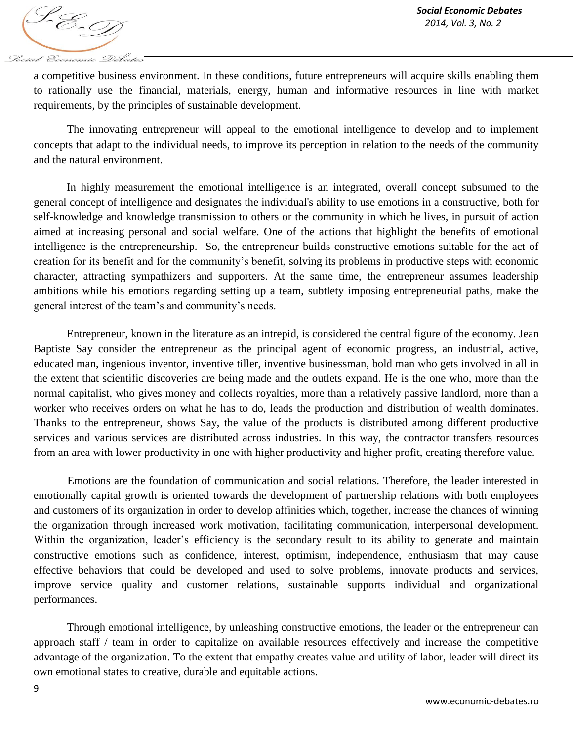a competitive business environment. In these conditions, future entrepreneurs will acquire skills enabling them to rationally use the financial, materials, energy, human and informative resources in line with market requirements, by the principles of sustainable development.

The innovating entrepreneur will appeal to the emotional intelligence to develop and to implement concepts that adapt to the individual needs, to improve its perception in relation to the needs of the community and the natural environment.

In highly measurement the emotional intelligence is an integrated, overall concept subsumed to the general concept of intelligence and designates the individual's ability to use emotions in a constructive, both for self-knowledge and knowledge transmission to others or the community in which he lives, in pursuit of action aimed at increasing personal and social welfare. One of the actions that highlight the benefits of emotional intelligence is the entrepreneurship. So, the entrepreneur builds constructive emotions suitable for the act of creation for its benefit and for the community's benefit, solving its problems in productive steps with economic character, attracting sympathizers and supporters. At the same time, the entrepreneur assumes leadership ambitions while his emotions regarding setting up a team, subtlety imposing entrepreneurial paths, make the general interest of the team's and community's needs.

Entrepreneur, known in the literature as an intrepid, is considered the central figure of the economy. Jean Baptiste Say consider the entrepreneur as the principal agent of economic progress, an industrial, active, educated man, ingenious inventor, inventive tiller, inventive businessman, bold man who gets involved in all in the extent that scientific discoveries are being made and the outlets expand. He is the one who, more than the normal capitalist, who gives money and collects royalties, more than a relatively passive landlord, more than a worker who receives orders on what he has to do, leads the production and distribution of wealth dominates. Thanks to the entrepreneur, shows Say, the value of the products is distributed among different productive services and various services are distributed across industries. In this way, the contractor transfers resources from an area with lower productivity in one with higher productivity and higher profit, creating therefore value.

Emotions are the foundation of communication and social relations. Therefore, the leader interested in emotionally capital growth is oriented towards the development of partnership relations with both employees and customers of its organization in order to develop affinities which, together, increase the chances of winning the organization through increased work motivation, facilitating communication, interpersonal development. Within the organization, leader's efficiency is the secondary result to its ability to generate and maintain constructive emotions such as confidence, interest, optimism, independence, enthusiasm that may cause effective behaviors that could be developed and used to solve problems, innovate products and services, improve service quality and customer relations, sustainable supports individual and organizational performances.

Through emotional intelligence, by unleashing constructive emotions, the leader or the entrepreneur can approach staff / team in order to capitalize on available resources effectively and increase the competitive advantage of the organization. To the extent that empathy creates value and utility of labor, leader will direct its own emotional states to creative, durable and equitable actions.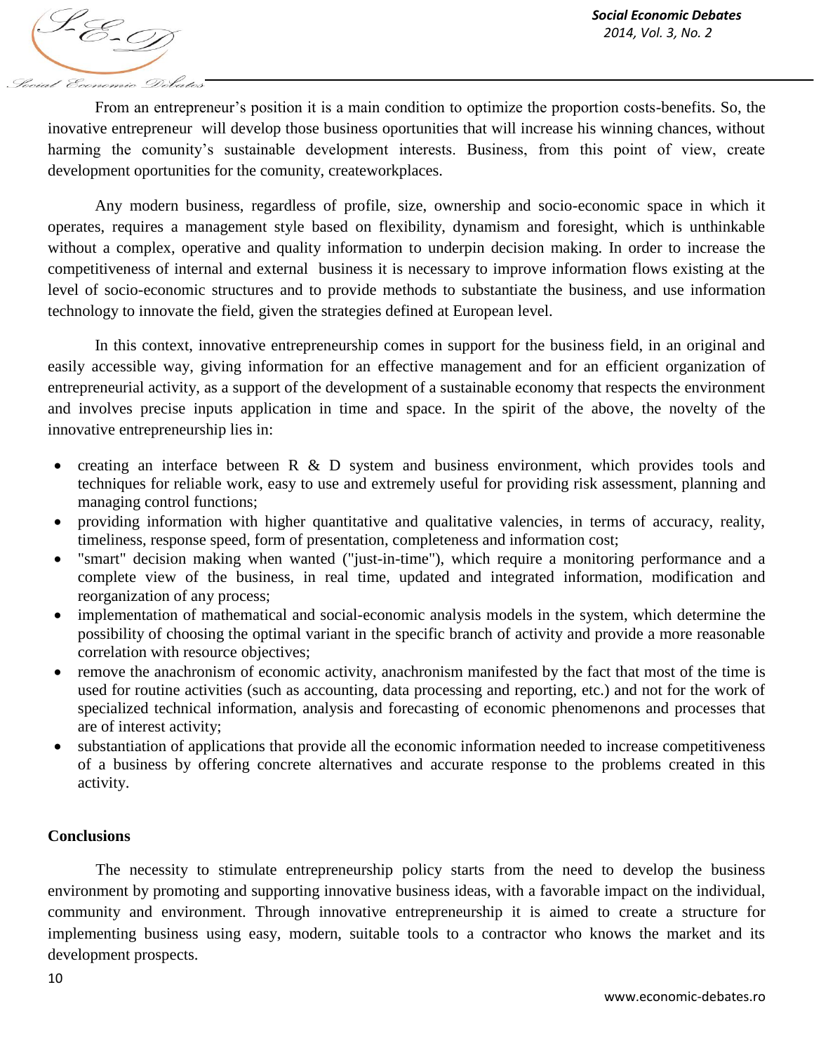From an entrepreneur's position it is a main condition to optimize the proportion costs-benefits. So, the inovative entrepreneur will develop those business oportunities that will increase his winning chances, without harming the comunity's sustainable development interests. Business, from this point of view, create development oportunities for the comunity, createworkplaces.

Any modern business, regardless of profile, size, ownership and socio-economic space in which it operates, requires a management style based on flexibility, dynamism and foresight, which is unthinkable without a complex, operative and quality information to underpin decision making. In order to increase the competitiveness of internal and external business it is necessary to improve information flows existing at the level of socio-economic structures and to provide methods to substantiate the business, and use information technology to innovate the field, given the strategies defined at European level.

In this context, innovative entrepreneurship comes in support for the business field, in an original and easily accessible way, giving information for an effective management and for an efficient organization of entrepreneurial activity, as a support of the development of a sustainable economy that respects the environment and involves precise inputs application in time and space. In the spirit of the above, the novelty of the innovative entrepreneurship lies in:

- creating an interface between R & D system and business environment, which provides tools and techniques for reliable work, easy to use and extremely useful for providing risk assessment, planning and managing control functions;
- providing information with higher quantitative and qualitative valencies, in terms of accuracy, reality, timeliness, response speed, form of presentation, completeness and information cost;
- "smart" decision making when wanted ("just-in-time"), which require a monitoring performance and a complete view of the business, in real time, updated and integrated information, modification and reorganization of any process;
- implementation of mathematical and social-economic analysis models in the system, which determine the possibility of choosing the optimal variant in the specific branch of activity and provide a more reasonable correlation with resource objectives;
- remove the anachronism of economic activity, anachronism manifested by the fact that most of the time is used for routine activities (such as accounting, data processing and reporting, etc.) and not for the work of specialized technical information, analysis and forecasting of economic phenomenons and processes that are of interest activity;
- substantiation of applications that provide all the economic information needed to increase competitiveness of a business by offering concrete alternatives and accurate response to the problems created in this activity.

**Conclusions**

The necessity to stimulate entrepreneurship policy starts from the need to develop the business environment by promoting and supporting innovative business ideas, with a favorable impact on the individual, community and environment. Through innovative entrepreneurship it is aimed to create a structure for implementing business using easy, modern, suitable tools to a contractor who knows the market and its development prospects.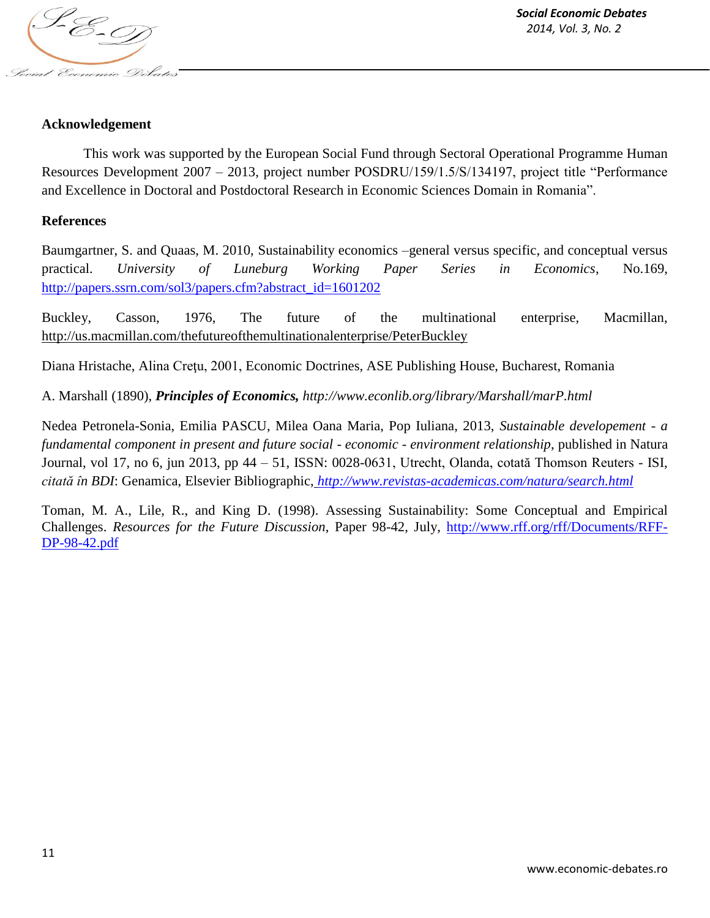## Acknowledgement

This work was supported by the European Social Fund through Sectoral Operational Programme Human Resources Development 2007 – 2013, project number POSDRU/159/1.5/S/134197, project title "Performance and Excellence in Doctoral and Postdoctoral Research in Economic Sciences Domain in Romania".

## References

Baumgartner, S. and Quaas, M. 2010, Sustainability economics –general versus specific, and conceptual versus practical. *University of Luneburg Working Paper Series in Economics*, No.169, http://papers.ssrn.com/sol3/papers.cfm?abstract_id=1601202

Buckley, Casson, 1976, The future of the multinational enterprise, Macmillan, http://us.macmillan.com/thefutureofthemultinationalenterprise/PeterBuckley

Diana Hristache, Alina Crețu, 2001, Economic Doctrines, ASE Publishing House, Bucharest, Romania

A. Marshall (1890), ***Principles of Economics,*** *http://www.econlib.org/library/Marshall/marP.html*

Nedea Petronela-Sonia, Emilia PASCU, Milea Oana Maria, Pop Iuliana, 2013, *Sustainable developement - a fundamental component in present and future social - economic - environment relationship*, published in Natura Journal, vol 17, no 6, jun 2013, pp 44 – 51, ISSN: 0028-0631, Utrecht, Olanda, cotată Thomson Reuters - ISI, *citată în BDI*: Genamica, Elsevier Bibliographic, *http://www.revistas-academicas.com/natura/search.html*

Toman, M. A., Lile, R., and King D. (1998). Assessing Sustainability: Some Conceptual and Empirical Challenges. *Resources for the Future Discussion*, Paper 98-42, July, http://www.rff.org/rff/Documents/RFF-DP-98-42.pdf